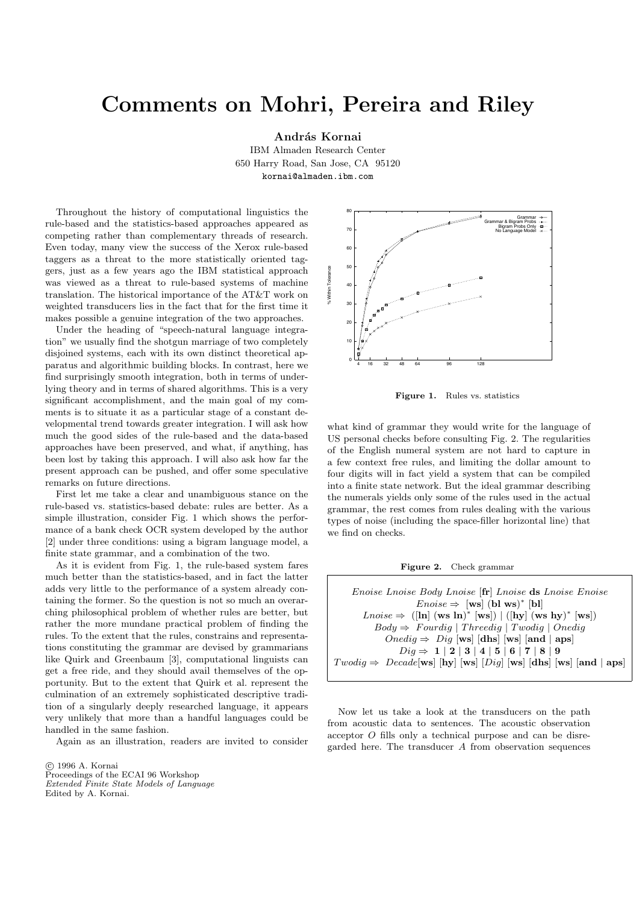# Comments on Mohri, Pereira and Riley

**András Kornai**

IBM Almaden Research Center
650 Harry Road, San Jose, CA 95120
kornai@almaden.ibm.com

Throughout the history of computational linguistics the rule-based and the statistics-based approaches appeared as competing rather than complementary threads of research. Even today, many view the success of the Xerox rule-based taggers as a threat to the more statistically oriented taggers, just as a few years ago the IBM statistical approach was viewed as a threat to rule-based systems of machine translation. The historical importance of the AT&T work on weighted transducers lies in the fact that for the first time it makes possible a genuine integration of the two approaches.

Under the heading of "speech-natural language integration" we usually find the shotgun marriage of two completely disjoined systems, each with its own distinct theoretical apparatus and algorithmic building blocks. In contrast, here we find surprisingly smooth integration, both in terms of underlying theory and in terms of shared algorithms. This is a very significant accomplishment, and the main goal of my comments is to situate it as a particular stage of a constant developmental trend towards greater integration. I will ask how much the good sides of the rule-based and the data-based approaches have been preserved, and what, if anything, has been lost by taking this approach. I will also ask how far the present approach can be pushed, and offer some speculative remarks on future directions.

First let me take a clear and unambiguous stance on the rule-based vs. statistics-based debate: rules are better. As a simple illustration, consider Fig. 1 which shows the performance of a bank check OCR system developed by the author [2] under three conditions: using a bigram language model, a finite state grammar, and a combination of the two.

As it is evident from Fig. 1, the rule-based system fares much better than the statistics-based, and in fact the latter adds very little to the performance of a system already containing the former. So the question is not so much an overarching philosophical problem of whether rules are better, but rather the more mundane practical problem of finding the rules. To the extent that the rules, constrains and representations constituting the grammar are devised by grammarians like Quirk and Greenbaum [3], computational linguists can get a free ride, and they should avail themselves of the opportunity. But to the extent that Quirk et al. represent the culmination of an extremely sophisticated descriptive tradition of a singularly deeply researched language, it appears very unlikely that more than a handful languages could be handled in the same fashion.

Again as an illustration, readers are invited to consider what kind of grammar they would write for the language of US personal checks before consulting Fig. 2. The regularities of the English numeral system are not hard to capture in a few context free rules, and limiting the dollar amount to four digits will in fact yield a system that can be compiled into a finite state network. But the ideal grammar describing the numerals yields only some of the rules used in the actual grammar, the rest comes from rules dealing with the various types of noise (including the space-filler horizontal line) that we find on checks.

**Figure 1.** Rules vs. statistics

**Figure 2.** Check grammar

$$\textit{Enoise Lnoise Body Lnoise } [\mathbf{fr}] \textit{ Lnoise } \mathbf{ds} \textit{ Lnoise Enoise}$$
$$\textit{Enoise} \Rightarrow [\mathbf{ws}]\ (\mathbf{bl\ ws})^*\ [\mathbf{bl}]$$
$$\textit{Lnoise} \Rightarrow ([\mathbf{ln}]\ (\mathbf{ws\ ln})^*\ [\mathbf{ws}])\ |\ ([\mathbf{hy}]\ (\mathbf{ws\ hy})^*\ [\mathbf{ws}])$$
$$\textit{Body} \Rightarrow \textit{Fourdig}\ |\ \textit{Threedig}\ |\ \textit{Twodig}\ |\ \textit{Onedig}$$
$$\textit{Onedig} \Rightarrow \textit{Dig}\ [\mathbf{ws}]\ [\mathbf{dhs}]\ [\mathbf{ws}]\ [\mathbf{and}\ |\ \mathbf{aps}]$$
$$\textit{Dig} \Rightarrow \mathbf{1}\ |\ \mathbf{2}\ |\ \mathbf{3}\ |\ \mathbf{4}\ |\ \mathbf{5}\ |\ \mathbf{6}\ |\ \mathbf{7}\ |\ \mathbf{8}\ |\ \mathbf{9}$$
$$\textit{Twodig} \Rightarrow \textit{Decade}[\mathbf{ws}]\ [\mathbf{hy}]\ [\mathbf{ws}]\ [\textit{Dig}]\ [\mathbf{ws}]\ [\mathbf{dhs}]\ [\mathbf{ws}]\ [\mathbf{and}\ |\ \mathbf{aps}]$$

Now let us take a look at the transducers on the path from acoustic data to sentences. The acoustic observation acceptor $O$ fills only a technical purpose and can be disregarded here. The transducer $A$ from observation sequences

© 1996 A. Kornai
Proceedings of the ECAI 96 Workshop
*Extended Finite State Models of Language*
Edited by A. Kornai.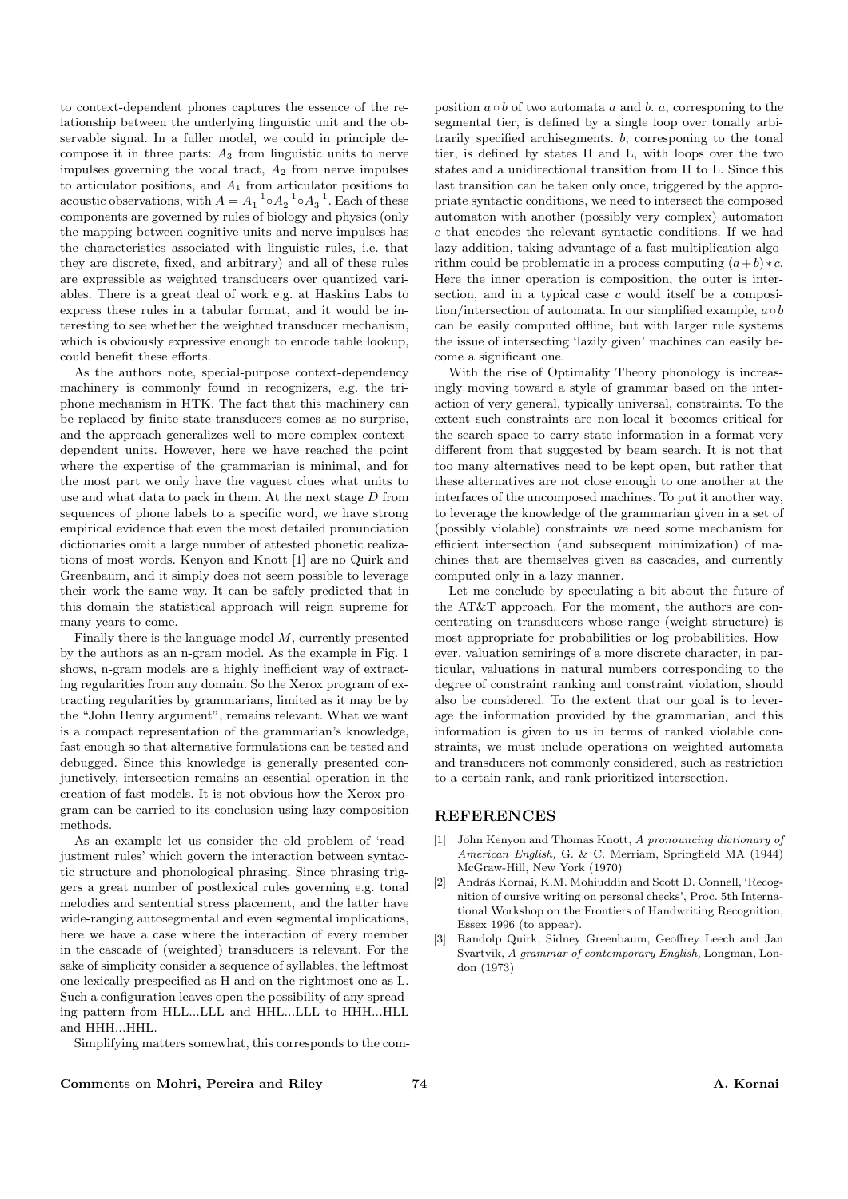to context-dependent phones captures the essence of the relationship between the underlying linguistic unit and the observable signal. In a fuller model, we could in principle decompose it in three parts: $A_3$ from linguistic units to nerve impulses governing the vocal tract, $A_2$ from nerve impulses to articulator positions, and $A_1$ from articulator positions to acoustic observations, with $A = A_1^{-1} \circ A_2^{-1} \circ A_3^{-1}$. Each of these components are governed by rules of biology and physics (only the mapping between cognitive units and nerve impulses has the characteristics associated with linguistic rules, i.e. that they are discrete, fixed, and arbitrary) and all of these rules are expressible as weighted transducers over quantized variables. There is a great deal of work e.g. at Haskins Labs to express these rules in a tabular format, and it would be interesting to see whether the weighted transducer mechanism, which is obviously expressive enough to encode table lookup, could benefit these efforts.

As the authors note, special-purpose context-dependency machinery is commonly found in recognizers, e.g. the triphone mechanism in HTK. The fact that this machinery can be replaced by finite state transducers comes as no surprise, and the approach generalizes well to more complex context-dependent units. However, here we have reached the point where the expertise of the grammarian is minimal, and for the most part we only have the vaguest clues what units to use and what data to pack in them. At the next stage $D$ from sequences of phone labels to a specific word, we have strong empirical evidence that even the most detailed pronunciation dictionaries omit a large number of attested phonetic realizations of most words. Kenyon and Knott [1] are no Quirk and Greenbaum, and it simply does not seem possible to leverage their work the same way. It can be safely predicted that in this domain the statistical approach will reign supreme for many years to come.

Finally there is the language model $M$, currently presented by the authors as an n-gram model. As the example in Fig. 1 shows, n-gram models are a highly inefficient way of extracting regularities from any domain. So the Xerox program of extracting regularities by grammarians, limited as it may be by the "John Henry argument", remains relevant. What we want is a compact representation of the grammarian's knowledge, fast enough so that alternative formulations can be tested and debugged. Since this knowledge is generally presented conjunctively, intersection remains an essential operation in the creation of fast models. It is not obvious how the Xerox program can be carried to its conclusion using lazy composition methods.

As an example let us consider the old problem of 'readjustment rules' which govern the interaction between syntactic structure and phonological phrasing. Since phrasing triggers a great number of postlexical rules governing e.g. tonal melodies and sentential stress placement, and the latter have wide-ranging autosegmental and even segmental implications, here we have a case where the interaction of every member in the cascade of (weighted) transducers is relevant. For the sake of simplicity consider a sequence of syllables, the leftmost one lexically prespecified as H and on the rightmost one as L. Such a configuration leaves open the possibility of any spreading pattern from HLL...LLL and HHL...LLL to HHH...HLL and HHH...HHL.

Simplifying matters somewhat, this corresponds to the composition $a \circ b$ of two automata $a$ and $b$. $a$, corresponing to the segmental tier, is defined by a single loop over tonally arbitrarily specified archisegments. $b$, corresponing to the tonal tier, is defined by states H and L, with loops over the two states and a unidirectional transition from H to L. Since this last transition can be taken only once, triggered by the appropriate syntactic conditions, we need to intersect the composed automaton with another (possibly very complex) automaton $c$ that encodes the relevant syntactic conditions. If we had lazy addition, taking advantage of a fast multiplication algorithm could be problematic in a process computing $(a + b) * c$. Here the inner operation is composition, the outer is intersection, and in a typical case $c$ would itself be a composition/intersection of automata. In our simplified example, $a \circ b$ can be easily computed offline, but with larger rule systems the issue of intersecting 'lazily given' machines can easily become a significant one.

With the rise of Optimality Theory phonology is increasingly moving toward a style of grammar based on the interaction of very general, typically universal, constraints. To the extent such constraints are non-local it becomes critical for the search space to carry state information in a format very different from that suggested by beam search. It is not that too many alternatives need to be kept open, but rather that these alternatives are not close enough to one another at the interfaces of the uncomposed machines. To put it another way, to leverage the knowledge of the grammarian given in a set of (possibly violable) constraints we need some mechanism for efficient intersection (and subsequent minimization) of machines that are themselves given as cascades, and currently computed only in a lazy manner.

Let me conclude by speculating a bit about the future of the AT&T approach. For the moment, the authors are concentrating on transducers whose range (weight structure) is most appropriate for probabilities or log probabilities. However, valuation semirings of a more discrete character, in particular, valuations in natural numbers corresponding to the degree of constraint ranking and constraint violation, should also be considered. To the extent that our goal is to leverage the information provided by the grammarian, and this information is given to us in terms of ranked violable constraints, we must include operations on weighted automata and transducers not commonly considered, such as restriction to a certain rank, and rank-prioritized intersection.

## REFERENCES

[1] John Kenyon and Thomas Knott, *A pronouncing dictionary of American English,* G. & C. Merriam, Springfield MA (1944) McGraw-Hill, New York (1970)

[2] András Kornai, K.M. Mohiuddin and Scott D. Connell, 'Recognition of cursive writing on personal checks', Proc. 5th International Workshop on the Frontiers of Handwriting Recognition, Essex 1996 (to appear).

[3] Randolp Quirk, Sidney Greenbaum, Geoffrey Leech and Jan Svartvik, *A grammar of contemporary English,* Longman, London (1973)